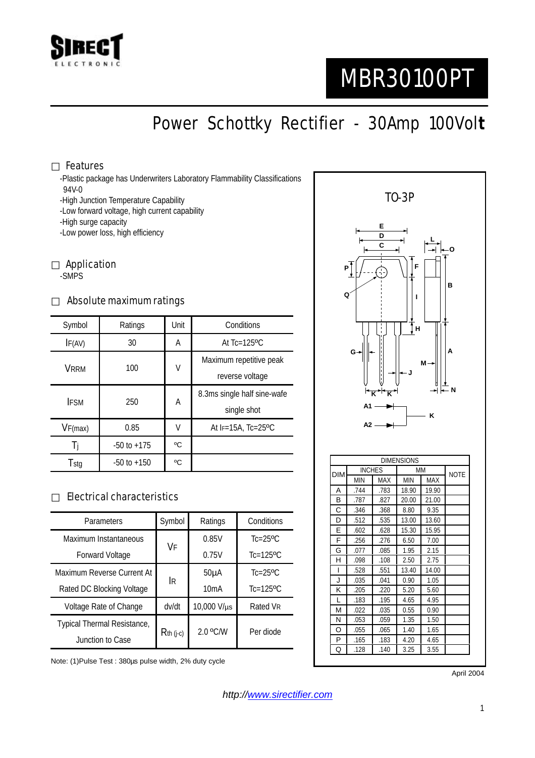SIRECT ELECTRONIC

# MBR30100PT

## Power Schottky Rectifier - 30Amp 100Volt

### □ Features

- -Plastic package has Underwriters Laboratory Flammability Classifications 94V-0
- -High Junction Temperature Capability
- -Low forward voltage, high current capability
- -High surge capacity
- -Low power loss, high efficiency

### □ Application

-SMPS

### □ Absolute maximum ratings

| Symbol | Ratings | Unit | Conditions |
|---|---|---|---|
| $I_{F(AV)}$ | 30 | A | At Tc=125ºC |
| $V_{RRM}$ | 100 | V | Maximum repetitive peak reverse voltage |
| $I_{FSM}$ | 250 | A | 8.3ms single half sine-wafe single shot |
| $V_{F(max)}$ | 0.85 | V | At $I_F$=15A, Tc=25ºC |
| $T_j$ | -50 to +175 | ºC | |
| $T_{stg}$ | -50 to +150 | ºC | |

### □ Electrical characteristics

| Parameters | Symbol | Ratings | Conditions |
|---|---|---|---|
| Maximum Instantaneous Forward Voltage | $V_F$ | 0.85V | Tc=25ºC |
| | | 0.75V | Tc=125ºC |
| Maximum Reverse Current At Rated DC Blocking Voltage | $I_R$ | 50µA | Tc=25ºC |
| | | 10mA | Tc=125ºC |
| Voltage Rate of Change | dv/dt | 10,000 V/µs | Rated $V_R$ |
| Typical Thermal Resistance, Junction to Case | $R_{th\ (j\text{-}c)}$ | 2.0 ºC/W | Per diode |

Note: (1)Pulse Test : 380µs pulse width, 2% duty cycle

TO-3P

A1 → K, A2 → K

| DIM | INCHES | | MM | | NOTE |
|---|---|---|---|---|---|
| | MIN | MAX | MIN | MAX | |
| A | .744 | .783 | 18.90 | 19.90 | |
| B | .787 | .827 | 20.00 | 21.00 | |
| C | .346 | .368 | 8.80 | 9.35 | |
| D | .512 | .535 | 13.00 | 13.60 | |
| E | .602 | .628 | 15.30 | 15.95 | |
| F | .256 | .276 | 6.50 | 7.00 | |
| G | .077 | .085 | 1.95 | 2.15 | |
| H | .098 | .108 | 2.50 | 2.75 | |
| I | .528 | .551 | 13.40 | 14.00 | |
| J | .035 | .041 | 0.90 | 1.05 | |
| K | .205 | .220 | 5.20 | 5.60 | |
| L | .183 | .195 | 4.65 | 4.95 | |
| M | .022 | .035 | 0.55 | 0.90 | |
| N | .053 | .059 | 1.35 | 1.50 | |
| O | .055 | .065 | 1.40 | 1.65 | |
| P | .165 | .183 | 4.20 | 4.65 | |
| Q | .128 | .140 | 3.25 | 3.55 | |

April 2004

*http://www.sirectifier.com*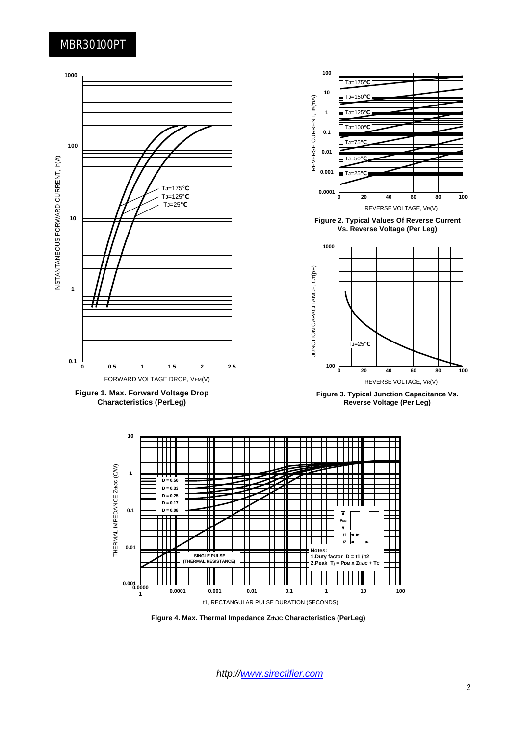MBR30100PT

Figure 1. Max. Forward Voltage Drop Characteristics (PerLeg)

Figure 2. Typical Values Of Reverse Current Vs. Reverse Voltage (Per Leg)

Figure 3. Typical Junction Capacitance Vs. Reverse Voltage (Per Leg)

Figure 4. Max. Thermal Impedance $Z_{thJC}$ Characteristics (PerLeg)

Notes:
1. Duty factor $D = t1 / t2$
2. Peak $T_j = P_{DM} \times Z_{thJC} + T_C$

http://www.sirectifier.com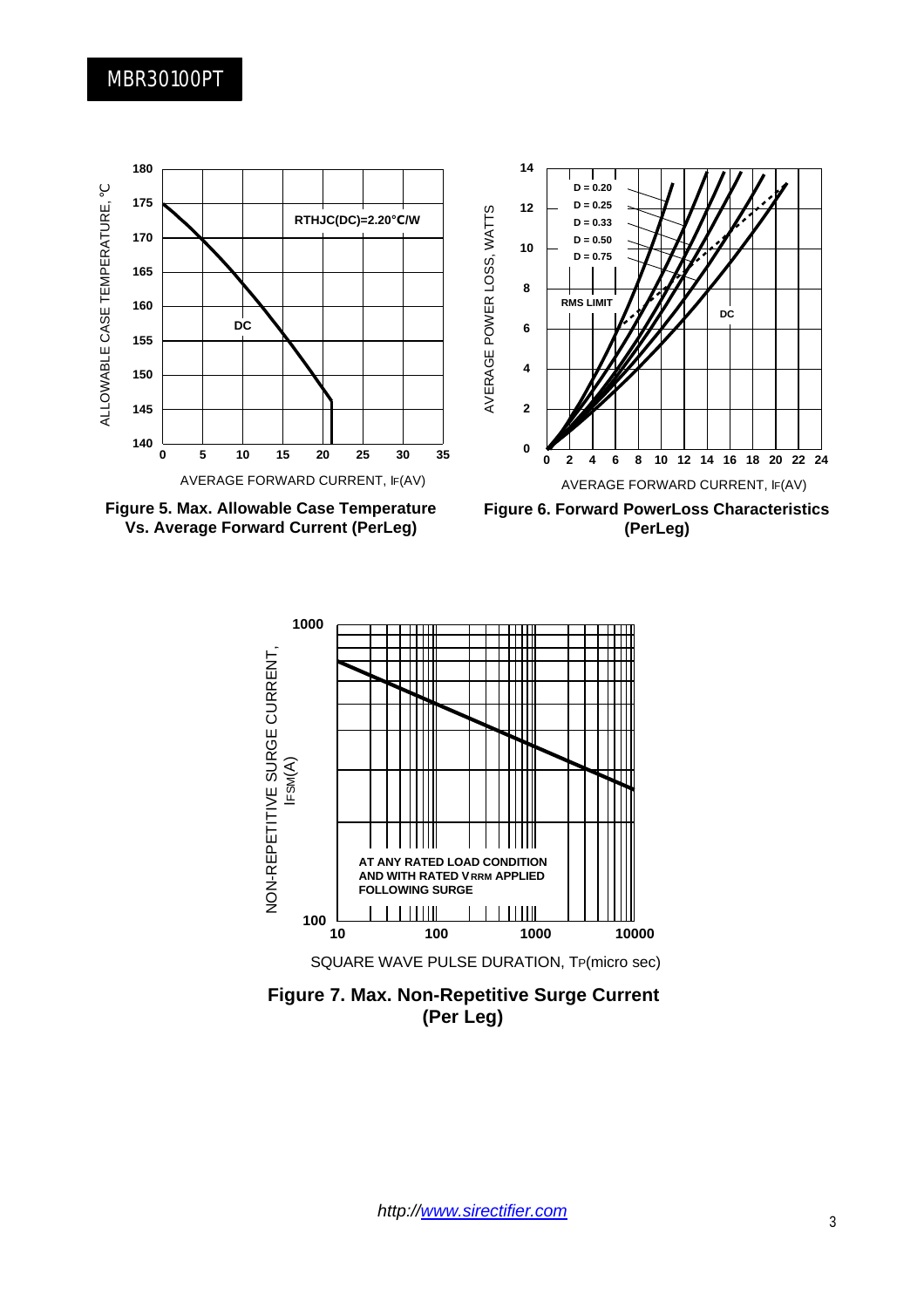ALLOWABLE CASE TEMPERATURE, °C

180
175
170
165
160
155
150
145
140

0 5 10 15 20 25 30 35

RTHJC(DC)=2.20°C/W

DC

AVERAGE FORWARD CURRENT, IF(AV)

**Figure 5. Max. Allowable Case Temperature Vs. Average Forward Current (PerLeg)**

AVERAGE POWER LOSS, WATTS

14
12
10
8
6
4
2
0

0 2 4 6 8 10 12 14 16 18 20 22 24

D = 0.20
D = 0.25
D = 0.33
D = 0.50
D = 0.75

RMS LIMIT

DC

AVERAGE FORWARD CURRENT, IF(AV)

**Figure 6. Forward PowerLoss Characteristics (PerLeg)**

NON-REPETITIVE SURGE CURRENT, IFSM(A)

1000
100

10 100 1000 10000

AT ANY RATED LOAD CONDITION
AND WITH RATED VRRM APPLIED
FOLLOWING SURGE

SQUARE WAVE PULSE DURATION, TP(micro sec)

**Figure 7. Max. Non-Repetitive Surge Current (Per Leg)**

*http://www.sirectifier.com*